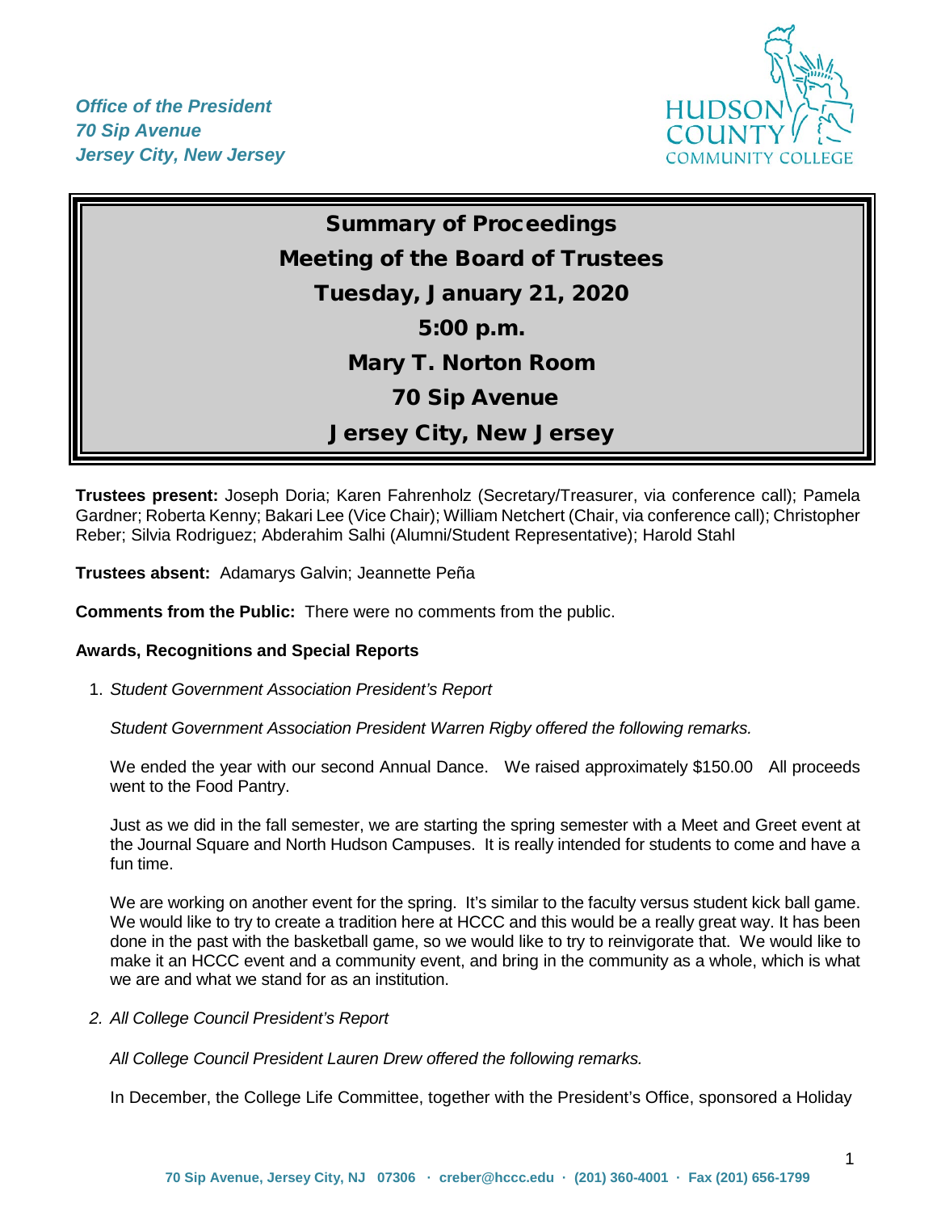*Office of the President*
*70 Sip Avenue*
*Jersey City, New Jersey*

# Summary of Proceedings
## Meeting of the Board of Trustees
## Tuesday, January 21, 2020
## 5:00 p.m.
## Mary T. Norton Room
## 70 Sip Avenue
## Jersey City, New Jersey

**Trustees present:** Joseph Doria; Karen Fahrenholz (Secretary/Treasurer, via conference call); Pamela Gardner; Roberta Kenny; Bakari Lee (Vice Chair); William Netchert (Chair, via conference call); Christopher Reber; Silvia Rodriguez; Abderahim Salhi (Alumni/Student Representative); Harold Stahl

**Trustees absent:** Adamarys Galvin; Jeannette Peña

**Comments from the Public:** There were no comments from the public.

**Awards, Recognitions and Special Reports**

1. *Student Government Association President's Report*

   *Student Government Association President Warren Rigby offered the following remarks.*

   We ended the year with our second Annual Dance. We raised approximately $150.00 All proceeds went to the Food Pantry.

   Just as we did in the fall semester, we are starting the spring semester with a Meet and Greet event at the Journal Square and North Hudson Campuses. It is really intended for students to come and have a fun time.

   We are working on another event for the spring. It's similar to the faculty versus student kick ball game. We would like to try to create a tradition here at HCCC and this would be a really great way. It has been done in the past with the basketball game, so we would like to try to reinvigorate that. We would like to make it an HCCC event and a community event, and bring in the community as a whole, which is what we are and what we stand for as an institution.

2. *All College Council President's Report*

   *All College Council President Lauren Drew offered the following remarks.*

   In December, the College Life Committee, together with the President's Office, sponsored a Holiday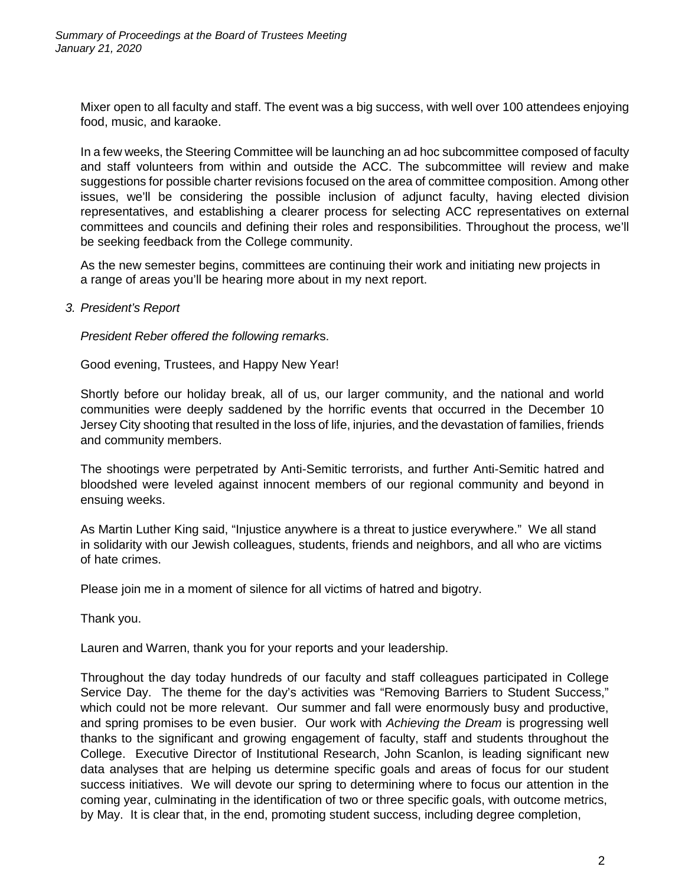Mixer open to all faculty and staff. The event was a big success, with well over 100 attendees enjoying food, music, and karaoke.

In a few weeks, the Steering Committee will be launching an ad hoc subcommittee composed of faculty and staff volunteers from within and outside the ACC. The subcommittee will review and make suggestions for possible charter revisions focused on the area of committee composition. Among other issues, we'll be considering the possible inclusion of adjunct faculty, having elected division representatives, and establishing a clearer process for selecting ACC representatives on external committees and councils and defining their roles and responsibilities. Throughout the process, we'll be seeking feedback from the College community.

As the new semester begins, committees are continuing their work and initiating new projects in a range of areas you'll be hearing more about in my next report.

3. *President's Report*

*President Reber offered the following remarks.*

Good evening, Trustees, and Happy New Year!

Shortly before our holiday break, all of us, our larger community, and the national and world communities were deeply saddened by the horrific events that occurred in the December 10 Jersey City shooting that resulted in the loss of life, injuries, and the devastation of families, friends and community members.

The shootings were perpetrated by Anti-Semitic terrorists, and further Anti-Semitic hatred and bloodshed were leveled against innocent members of our regional community and beyond in ensuing weeks.

As Martin Luther King said, "Injustice anywhere is a threat to justice everywhere." We all stand in solidarity with our Jewish colleagues, students, friends and neighbors, and all who are victims of hate crimes.

Please join me in a moment of silence for all victims of hatred and bigotry.

Thank you.

Lauren and Warren, thank you for your reports and your leadership.

Throughout the day today hundreds of our faculty and staff colleagues participated in College Service Day. The theme for the day's activities was "Removing Barriers to Student Success," which could not be more relevant. Our summer and fall were enormously busy and productive, and spring promises to be even busier. Our work with *Achieving the Dream* is progressing well thanks to the significant and growing engagement of faculty, staff and students throughout the College. Executive Director of Institutional Research, John Scanlon, is leading significant new data analyses that are helping us determine specific goals and areas of focus for our student success initiatives. We will devote our spring to determining where to focus our attention in the coming year, culminating in the identification of two or three specific goals, with outcome metrics, by May. It is clear that, in the end, promoting student success, including degree completion,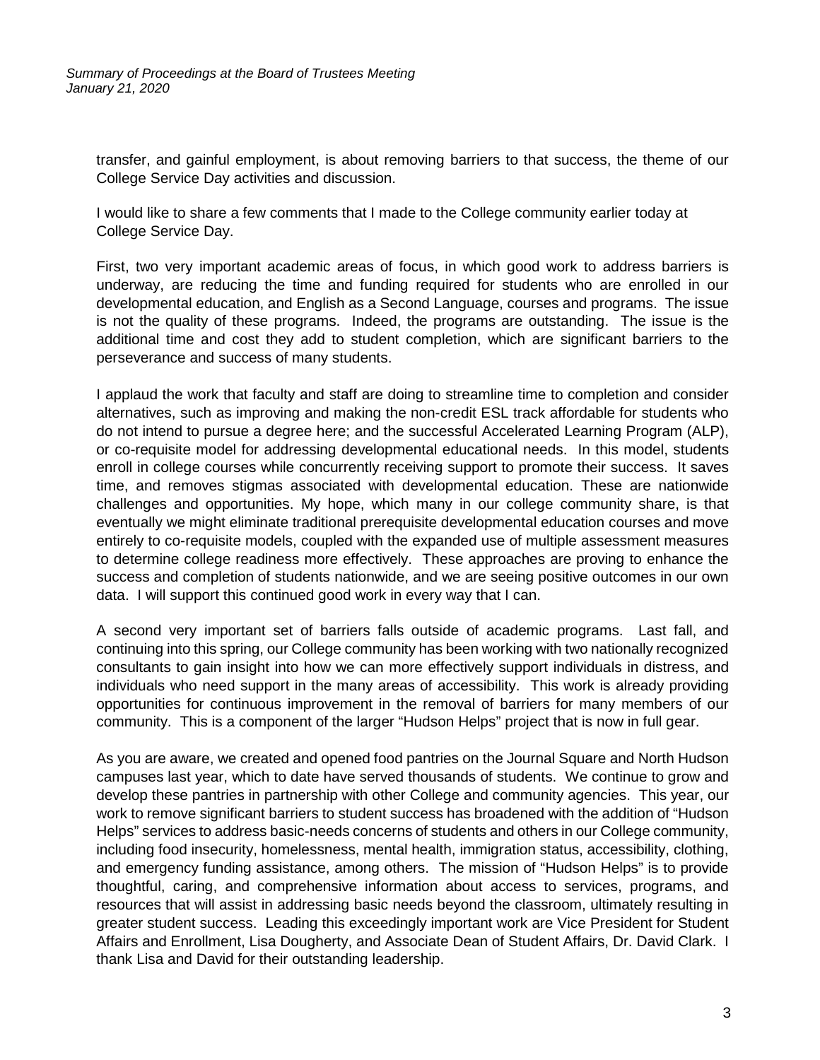transfer, and gainful employment, is about removing barriers to that success, the theme of our College Service Day activities and discussion.

I would like to share a few comments that I made to the College community earlier today at College Service Day.

First, two very important academic areas of focus, in which good work to address barriers is underway, are reducing the time and funding required for students who are enrolled in our developmental education, and English as a Second Language, courses and programs. The issue is not the quality of these programs. Indeed, the programs are outstanding. The issue is the additional time and cost they add to student completion, which are significant barriers to the perseverance and success of many students.

I applaud the work that faculty and staff are doing to streamline time to completion and consider alternatives, such as improving and making the non-credit ESL track affordable for students who do not intend to pursue a degree here; and the successful Accelerated Learning Program (ALP), or co-requisite model for addressing developmental educational needs. In this model, students enroll in college courses while concurrently receiving support to promote their success. It saves time, and removes stigmas associated with developmental education. These are nationwide challenges and opportunities. My hope, which many in our college community share, is that eventually we might eliminate traditional prerequisite developmental education courses and move entirely to co-requisite models, coupled with the expanded use of multiple assessment measures to determine college readiness more effectively. These approaches are proving to enhance the success and completion of students nationwide, and we are seeing positive outcomes in our own data. I will support this continued good work in every way that I can.

A second very important set of barriers falls outside of academic programs. Last fall, and continuing into this spring, our College community has been working with two nationally recognized consultants to gain insight into how we can more effectively support individuals in distress, and individuals who need support in the many areas of accessibility. This work is already providing opportunities for continuous improvement in the removal of barriers for many members of our community. This is a component of the larger "Hudson Helps" project that is now in full gear.

As you are aware, we created and opened food pantries on the Journal Square and North Hudson campuses last year, which to date have served thousands of students. We continue to grow and develop these pantries in partnership with other College and community agencies. This year, our work to remove significant barriers to student success has broadened with the addition of "Hudson Helps" services to address basic-needs concerns of students and others in our College community, including food insecurity, homelessness, mental health, immigration status, accessibility, clothing, and emergency funding assistance, among others. The mission of "Hudson Helps" is to provide thoughtful, caring, and comprehensive information about access to services, programs, and resources that will assist in addressing basic needs beyond the classroom, ultimately resulting in greater student success. Leading this exceedingly important work are Vice President for Student Affairs and Enrollment, Lisa Dougherty, and Associate Dean of Student Affairs, Dr. David Clark. I thank Lisa and David for their outstanding leadership.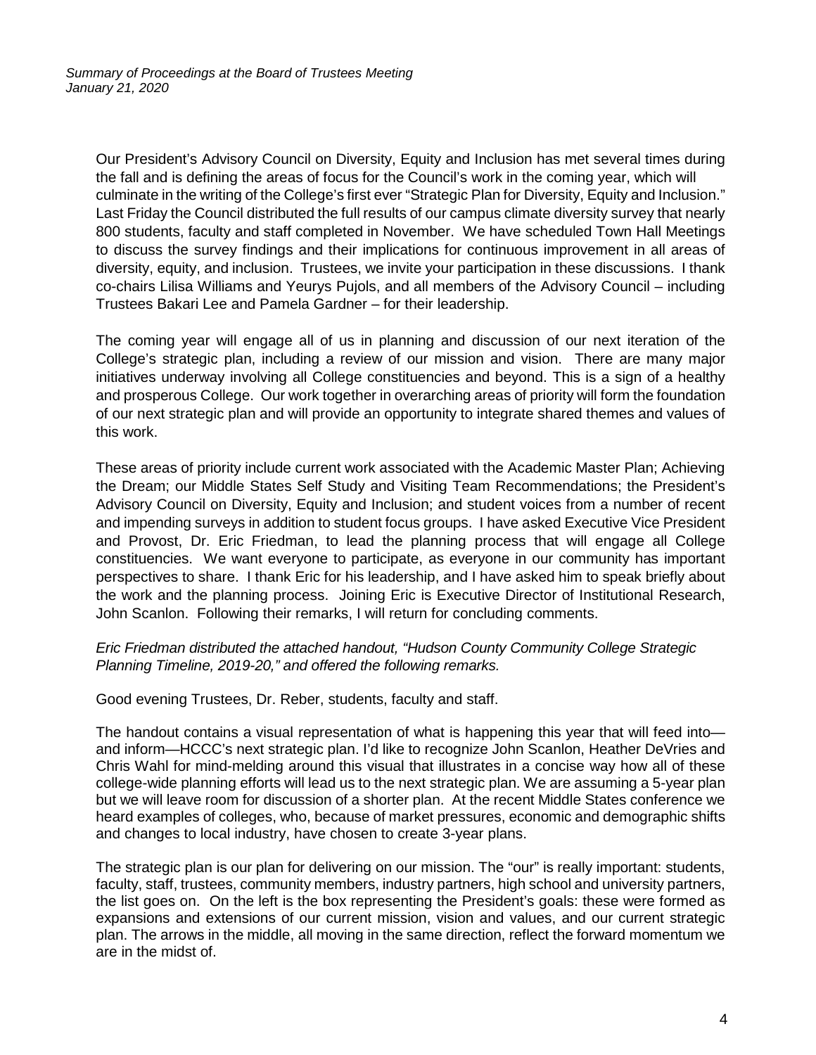Our President's Advisory Council on Diversity, Equity and Inclusion has met several times during the fall and is defining the areas of focus for the Council's work in the coming year, which will culminate in the writing of the College's first ever "Strategic Plan for Diversity, Equity and Inclusion." Last Friday the Council distributed the full results of our campus climate diversity survey that nearly 800 students, faculty and staff completed in November. We have scheduled Town Hall Meetings to discuss the survey findings and their implications for continuous improvement in all areas of diversity, equity, and inclusion. Trustees, we invite your participation in these discussions. I thank co-chairs Lilisa Williams and Yeurys Pujols, and all members of the Advisory Council – including Trustees Bakari Lee and Pamela Gardner – for their leadership.

The coming year will engage all of us in planning and discussion of our next iteration of the College's strategic plan, including a review of our mission and vision. There are many major initiatives underway involving all College constituencies and beyond. This is a sign of a healthy and prosperous College. Our work together in overarching areas of priority will form the foundation of our next strategic plan and will provide an opportunity to integrate shared themes and values of this work.

These areas of priority include current work associated with the Academic Master Plan; Achieving the Dream; our Middle States Self Study and Visiting Team Recommendations; the President's Advisory Council on Diversity, Equity and Inclusion; and student voices from a number of recent and impending surveys in addition to student focus groups. I have asked Executive Vice President and Provost, Dr. Eric Friedman, to lead the planning process that will engage all College constituencies. We want everyone to participate, as everyone in our community has important perspectives to share. I thank Eric for his leadership, and I have asked him to speak briefly about the work and the planning process. Joining Eric is Executive Director of Institutional Research, John Scanlon. Following their remarks, I will return for concluding comments.

*Eric Friedman distributed the attached handout, "Hudson County Community College Strategic Planning Timeline, 2019-20," and offered the following remarks.*

Good evening Trustees, Dr. Reber, students, faculty and staff.

The handout contains a visual representation of what is happening this year that will feed into—and inform—HCCC's next strategic plan. I'd like to recognize John Scanlon, Heather DeVries and Chris Wahl for mind-melding around this visual that illustrates in a concise way how all of these college-wide planning efforts will lead us to the next strategic plan. We are assuming a 5-year plan but we will leave room for discussion of a shorter plan. At the recent Middle States conference we heard examples of colleges, who, because of market pressures, economic and demographic shifts and changes to local industry, have chosen to create 3-year plans.

The strategic plan is our plan for delivering on our mission. The "our" is really important: students, faculty, staff, trustees, community members, industry partners, high school and university partners, the list goes on. On the left is the box representing the President's goals: these were formed as expansions and extensions of our current mission, vision and values, and our current strategic plan. The arrows in the middle, all moving in the same direction, reflect the forward momentum we are in the midst of.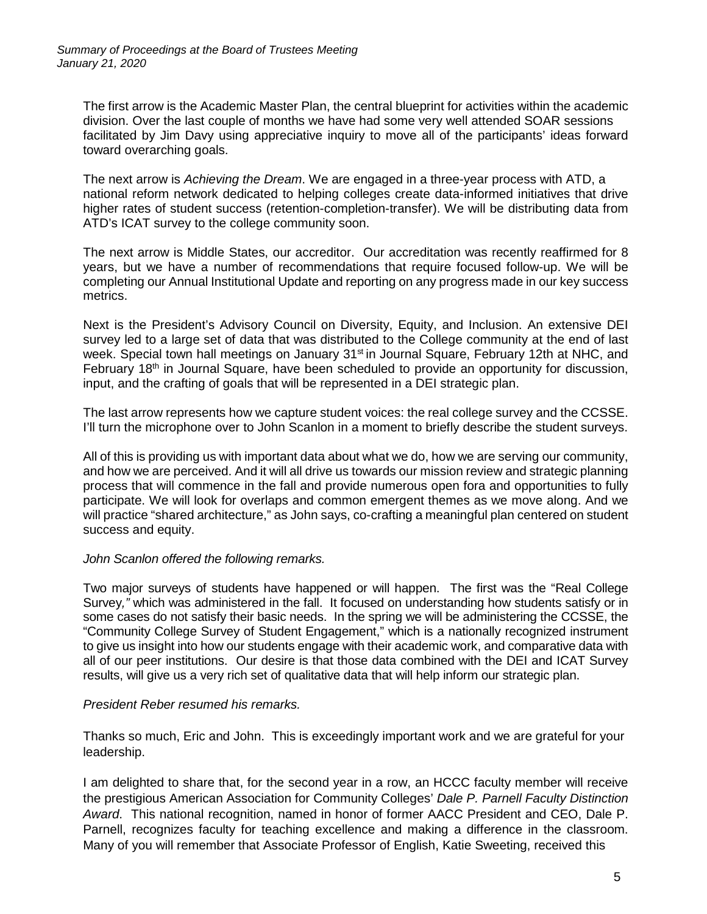The first arrow is the Academic Master Plan, the central blueprint for activities within the academic division. Over the last couple of months we have had some very well attended SOAR sessions facilitated by Jim Davy using appreciative inquiry to move all of the participants' ideas forward toward overarching goals.

The next arrow is *Achieving the Dream*. We are engaged in a three-year process with ATD, a national reform network dedicated to helping colleges create data-informed initiatives that drive higher rates of student success (retention-completion-transfer). We will be distributing data from ATD's ICAT survey to the college community soon.

The next arrow is Middle States, our accreditor. Our accreditation was recently reaffirmed for 8 years, but we have a number of recommendations that require focused follow-up. We will be completing our Annual Institutional Update and reporting on any progress made in our key success metrics.

Next is the President's Advisory Council on Diversity, Equity, and Inclusion. An extensive DEI survey led to a large set of data that was distributed to the College community at the end of last week. Special town hall meetings on January 31st in Journal Square, February 12th at NHC, and February 18th in Journal Square, have been scheduled to provide an opportunity for discussion, input, and the crafting of goals that will be represented in a DEI strategic plan.

The last arrow represents how we capture student voices: the real college survey and the CCSSE. I'll turn the microphone over to John Scanlon in a moment to briefly describe the student surveys.

All of this is providing us with important data about what we do, how we are serving our community, and how we are perceived. And it will all drive us towards our mission review and strategic planning process that will commence in the fall and provide numerous open fora and opportunities to fully participate. We will look for overlaps and common emergent themes as we move along. And we will practice "shared architecture," as John says, co-crafting a meaningful plan centered on student success and equity.

*John Scanlon offered the following remarks.*

Two major surveys of students have happened or will happen. The first was the "Real College Survey," which was administered in the fall. It focused on understanding how students satisfy or in some cases do not satisfy their basic needs. In the spring we will be administering the CCSSE, the "Community College Survey of Student Engagement," which is a nationally recognized instrument to give us insight into how our students engage with their academic work, and comparative data with all of our peer institutions. Our desire is that those data combined with the DEI and ICAT Survey results, will give us a very rich set of qualitative data that will help inform our strategic plan.

*President Reber resumed his remarks.*

Thanks so much, Eric and John. This is exceedingly important work and we are grateful for your leadership.

I am delighted to share that, for the second year in a row, an HCCC faculty member will receive the prestigious American Association for Community Colleges' *Dale P. Parnell Faculty Distinction Award*. This national recognition, named in honor of former AACC President and CEO, Dale P. Parnell, recognizes faculty for teaching excellence and making a difference in the classroom. Many of you will remember that Associate Professor of English, Katie Sweeting, received this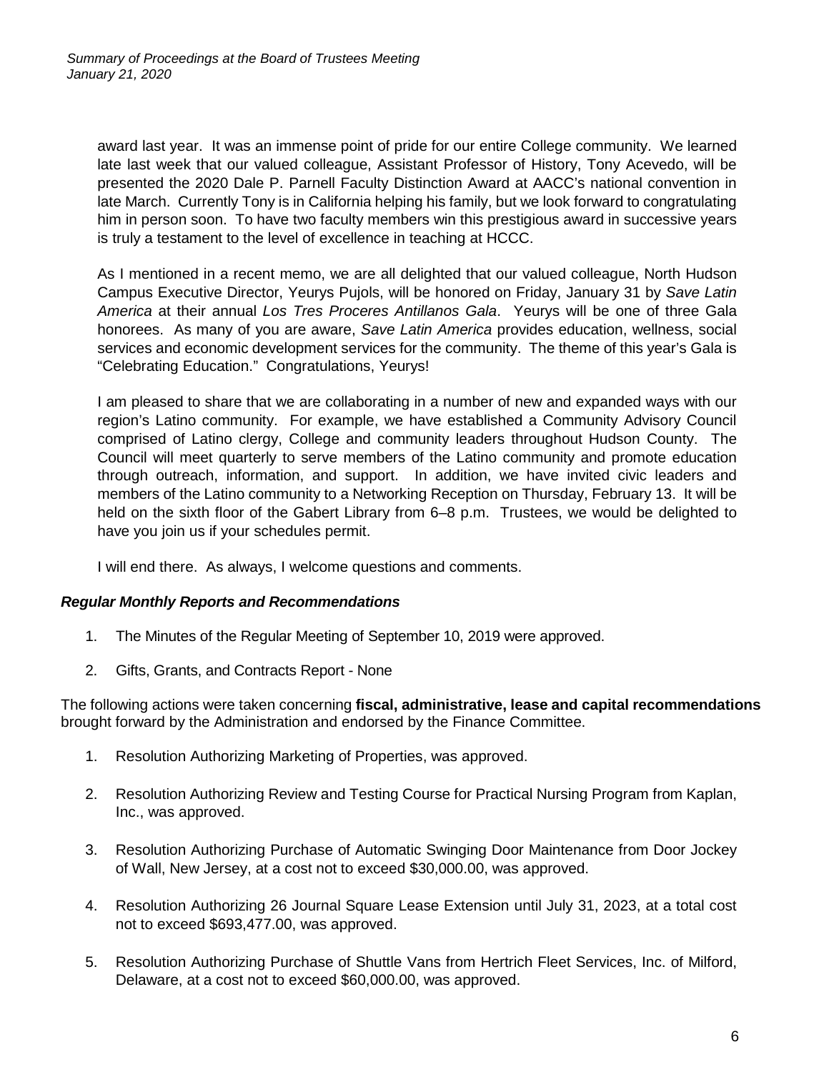award last year. It was an immense point of pride for our entire College community. We learned late last week that our valued colleague, Assistant Professor of History, Tony Acevedo, will be presented the 2020 Dale P. Parnell Faculty Distinction Award at AACC's national convention in late March. Currently Tony is in California helping his family, but we look forward to congratulating him in person soon. To have two faculty members win this prestigious award in successive years is truly a testament to the level of excellence in teaching at HCCC.

As I mentioned in a recent memo, we are all delighted that our valued colleague, North Hudson Campus Executive Director, Yeurys Pujols, will be honored on Friday, January 31 by *Save Latin America* at their annual *Los Tres Proceres Antillanos Gala*. Yeurys will be one of three Gala honorees. As many of you are aware, *Save Latin America* provides education, wellness, social services and economic development services for the community. The theme of this year's Gala is "Celebrating Education." Congratulations, Yeurys!

I am pleased to share that we are collaborating in a number of new and expanded ways with our region's Latino community. For example, we have established a Community Advisory Council comprised of Latino clergy, College and community leaders throughout Hudson County. The Council will meet quarterly to serve members of the Latino community and promote education through outreach, information, and support. In addition, we have invited civic leaders and members of the Latino community to a Networking Reception on Thursday, February 13. It will be held on the sixth floor of the Gabert Library from 6–8 p.m. Trustees, we would be delighted to have you join us if your schedules permit.

I will end there. As always, I welcome questions and comments.

***Regular Monthly Reports and Recommendations***

1. The Minutes of the Regular Meeting of September 10, 2019 were approved.
2. Gifts, Grants, and Contracts Report - None

The following actions were taken concerning **fiscal, administrative, lease and capital recommendations** brought forward by the Administration and endorsed by the Finance Committee.

1. Resolution Authorizing Marketing of Properties, was approved.
2. Resolution Authorizing Review and Testing Course for Practical Nursing Program from Kaplan, Inc., was approved.
3. Resolution Authorizing Purchase of Automatic Swinging Door Maintenance from Door Jockey of Wall, New Jersey, at a cost not to exceed $30,000.00, was approved.
4. Resolution Authorizing 26 Journal Square Lease Extension until July 31, 2023, at a total cost not to exceed $693,477.00, was approved.
5. Resolution Authorizing Purchase of Shuttle Vans from Hertrich Fleet Services, Inc. of Milford, Delaware, at a cost not to exceed $60,000.00, was approved.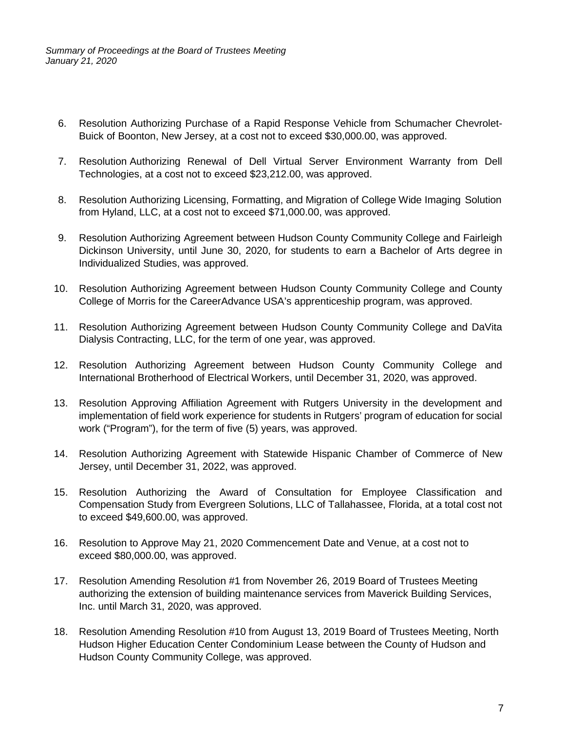6. Resolution Authorizing Purchase of a Rapid Response Vehicle from Schumacher Chevrolet-Buick of Boonton, New Jersey, at a cost not to exceed $30,000.00, was approved.

7. Resolution Authorizing Renewal of Dell Virtual Server Environment Warranty from Dell Technologies, at a cost not to exceed $23,212.00, was approved.

8. Resolution Authorizing Licensing, Formatting, and Migration of College Wide Imaging Solution from Hyland, LLC, at a cost not to exceed $71,000.00, was approved.

9. Resolution Authorizing Agreement between Hudson County Community College and Fairleigh Dickinson University, until June 30, 2020, for students to earn a Bachelor of Arts degree in Individualized Studies, was approved.

10. Resolution Authorizing Agreement between Hudson County Community College and County College of Morris for the CareerAdvance USA's apprenticeship program, was approved.

11. Resolution Authorizing Agreement between Hudson County Community College and DaVita Dialysis Contracting, LLC, for the term of one year, was approved.

12. Resolution Authorizing Agreement between Hudson County Community College and International Brotherhood of Electrical Workers, until December 31, 2020, was approved.

13. Resolution Approving Affiliation Agreement with Rutgers University in the development and implementation of field work experience for students in Rutgers' program of education for social work ("Program"), for the term of five (5) years, was approved.

14. Resolution Authorizing Agreement with Statewide Hispanic Chamber of Commerce of New Jersey, until December 31, 2022, was approved.

15. Resolution Authorizing the Award of Consultation for Employee Classification and Compensation Study from Evergreen Solutions, LLC of Tallahassee, Florida, at a total cost not to exceed $49,600.00, was approved.

16. Resolution to Approve May 21, 2020 Commencement Date and Venue, at a cost not to exceed $80,000.00, was approved.

17. Resolution Amending Resolution #1 from November 26, 2019 Board of Trustees Meeting authorizing the extension of building maintenance services from Maverick Building Services, Inc. until March 31, 2020, was approved.

18. Resolution Amending Resolution #10 from August 13, 2019 Board of Trustees Meeting, North Hudson Higher Education Center Condominium Lease between the County of Hudson and Hudson County Community College, was approved.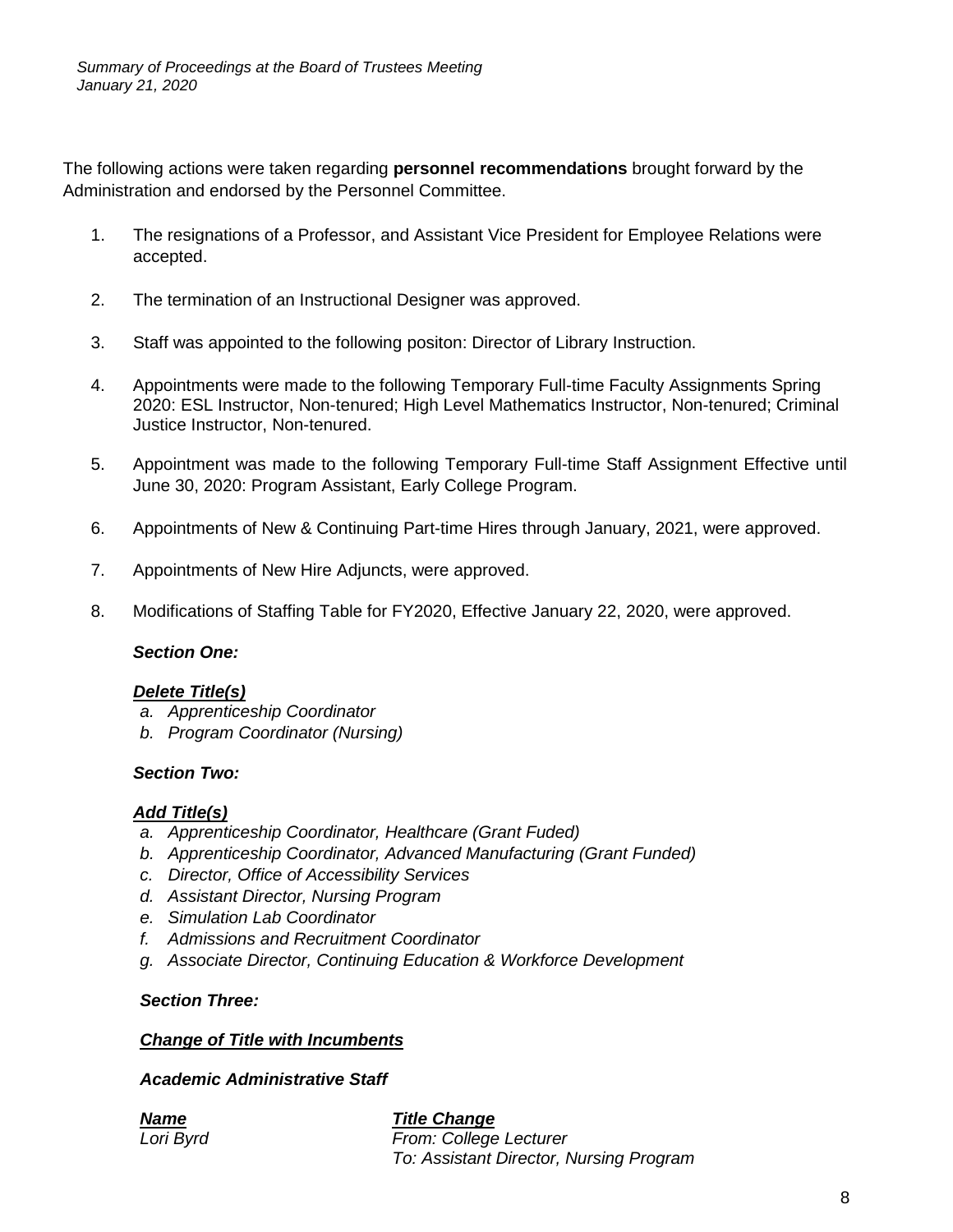The following actions were taken regarding **personnel recommendations** brought forward by the Administration and endorsed by the Personnel Committee.

1. The resignations of a Professor, and Assistant Vice President for Employee Relations were accepted.

2. The termination of an Instructional Designer was approved.

3. Staff was appointed to the following positon: Director of Library Instruction.

4. Appointments were made to the following Temporary Full-time Faculty Assignments Spring 2020: ESL Instructor, Non-tenured; High Level Mathematics Instructor, Non-tenured; Criminal Justice Instructor, Non-tenured.

5. Appointment was made to the following Temporary Full-time Staff Assignment Effective until June 30, 2020: Program Assistant, Early College Program.

6. Appointments of New & Continuing Part-time Hires through January, 2021, were approved.

7. Appointments of New Hire Adjuncts, were approved.

8. Modifications of Staffing Table for FY2020, Effective January 22, 2020, were approved.

***Section One:***

***Delete Title(s)***

*a. Apprenticeship Coordinator*
*b. Program Coordinator (Nursing)*

***Section Two:***

***Add Title(s)***

*a. Apprenticeship Coordinator, Healthcare (Grant Fuded)*
*b. Apprenticeship Coordinator, Advanced Manufacturing (Grant Funded)*
*c. Director, Office of Accessibility Services*
*d. Assistant Director, Nursing Program*
*e. Simulation Lab Coordinator*
*f. Admissions and Recruitment Coordinator*
*g. Associate Director, Continuing Education & Workforce Development*

***Section Three:***

***Change of Title with Incumbents***

***Academic Administrative Staff***

| ***Name*** | ***Title Change*** |
|---|---|
| *Lori Byrd* | *From: College Lecturer*<br>*To: Assistant Director, Nursing Program* |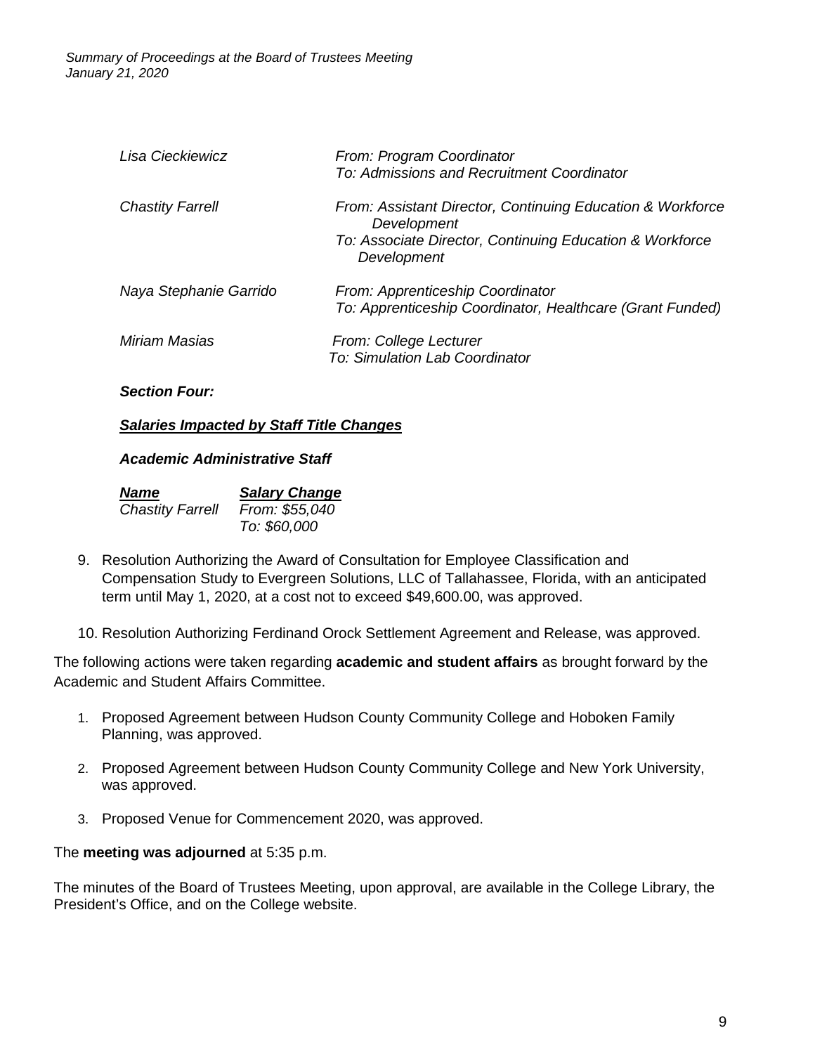| | |
|---|---|
| *Lisa Cieckiewicz* | *From: Program Coordinator*<br>*To: Admissions and Recruitment Coordinator* |
| *Chastity Farrell* | *From: Assistant Director, Continuing Education & Workforce Development*<br>*To: Associate Director, Continuing Education & Workforce Development* |
| *Naya Stephanie Garrido* | *From: Apprenticeship Coordinator*<br>*To: Apprenticeship Coordinator, Healthcare (Grant Funded)* |
| *Miriam Masias* | *From: College Lecturer*<br>*To: Simulation Lab Coordinator* |

***Section Four:***

***<u>Salaries Impacted by Staff Title Changes</u>***

***Academic Administrative Staff***

| ***Name*** | ***Salary Change*** |
|---|---|
| *Chastity Farrell* | *From: $55,040*<br>*To: $60,000* |

9. Resolution Authorizing the Award of Consultation for Employee Classification and Compensation Study to Evergreen Solutions, LLC of Tallahassee, Florida, with an anticipated term until May 1, 2020, at a cost not to exceed $49,600.00, was approved.

10. Resolution Authorizing Ferdinand Orock Settlement Agreement and Release, was approved.

The following actions were taken regarding **academic and student affairs** as brought forward by the Academic and Student Affairs Committee.

1. Proposed Agreement between Hudson County Community College and Hoboken Family Planning, was approved.

2. Proposed Agreement between Hudson County Community College and New York University, was approved.

3. Proposed Venue for Commencement 2020, was approved.

The **meeting was adjourned** at 5:35 p.m.

The minutes of the Board of Trustees Meeting, upon approval, are available in the College Library, the President's Office, and on the College website.